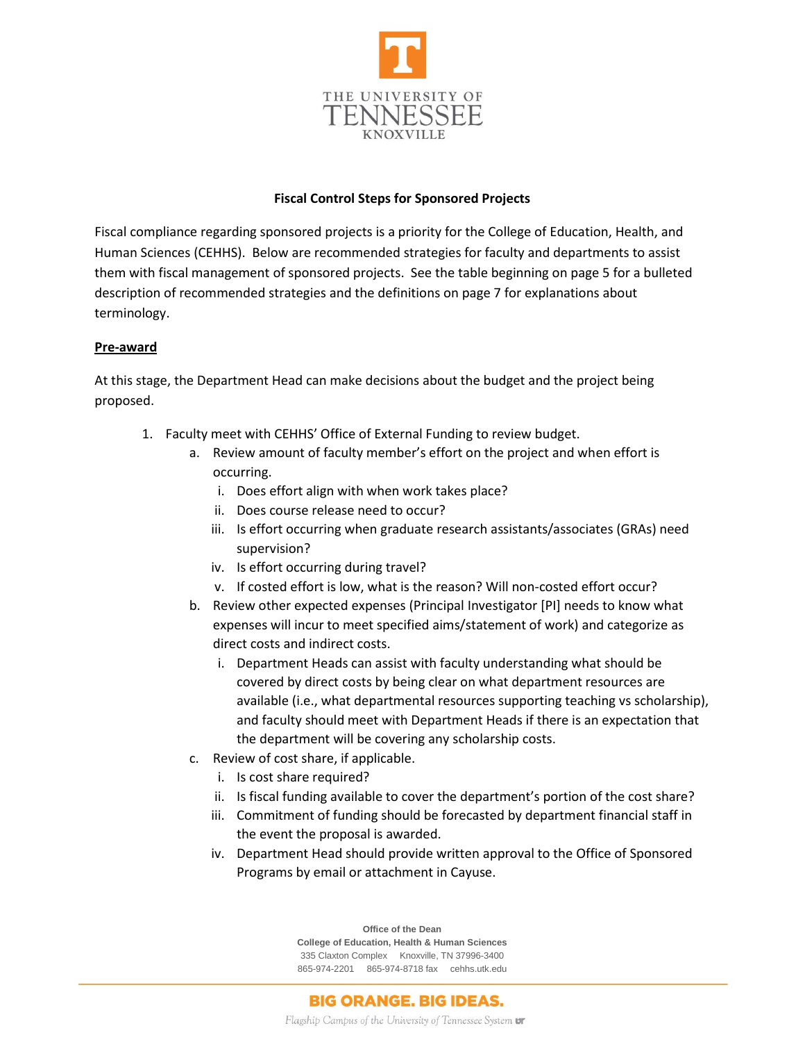# Fiscal Control Steps for Sponsored Projects

Fiscal compliance regarding sponsored projects is a priority for the College of Education, Health, and Human Sciences (CEHHS). Below are recommended strategies for faculty and departments to assist them with fiscal management of sponsored projects. See the table beginning on page 5 for a bulleted description of recommended strategies and the definitions on page 7 for explanations about terminology.

## Pre-award

At this stage, the Department Head can make decisions about the budget and the project being proposed.

1. Faculty meet with CEHHS' Office of External Funding to review budget.
    a. Review amount of faculty member's effort on the project and when effort is occurring.
        i. Does effort align with when work takes place?
        ii. Does course release need to occur?
        iii. Is effort occurring when graduate research assistants/associates (GRAs) need supervision?
        iv. Is effort occurring during travel?
        v. If costed effort is low, what is the reason? Will non-costed effort occur?
    b. Review other expected expenses (Principal Investigator [PI] needs to know what expenses will incur to meet specified aims/statement of work) and categorize as direct costs and indirect costs.
        i. Department Heads can assist with faculty understanding what should be covered by direct costs by being clear on what department resources are available (i.e., what departmental resources supporting teaching vs scholarship), and faculty should meet with Department Heads if there is an expectation that the department will be covering any scholarship costs.
    c. Review of cost share, if applicable.
        i. Is cost share required?
        ii. Is fiscal funding available to cover the department's portion of the cost share?
        iii. Commitment of funding should be forecasted by department financial staff in the event the proposal is awarded.
        iv. Department Head should provide written approval to the Office of Sponsored Programs by email or attachment in Cayuse.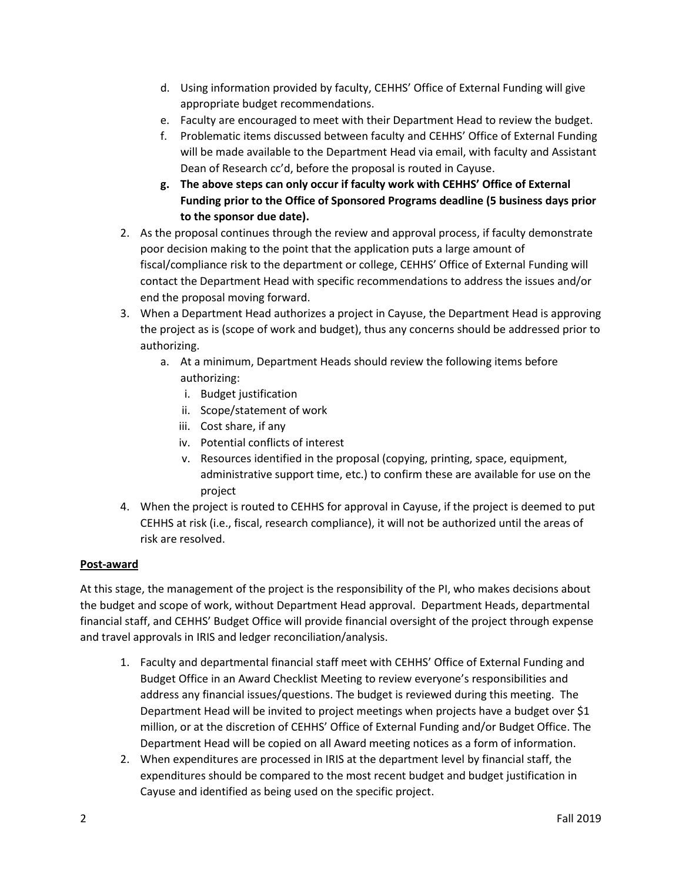d. Using information provided by faculty, CEHHS' Office of External Funding will give appropriate budget recommendations.
   e. Faculty are encouraged to meet with their Department Head to review the budget.
   f. Problematic items discussed between faculty and CEHHS' Office of External Funding will be made available to the Department Head via email, with faculty and Assistant Dean of Research cc'd, before the proposal is routed in Cayuse.
   g. **The above steps can only occur if faculty work with CEHHS' Office of External Funding prior to the Office of Sponsored Programs deadline (5 business days prior to the sponsor due date).**
2. As the proposal continues through the review and approval process, if faculty demonstrate poor decision making to the point that the application puts a large amount of fiscal/compliance risk to the department or college, CEHHS' Office of External Funding will contact the Department Head with specific recommendations to address the issues and/or end the proposal moving forward.
3. When a Department Head authorizes a project in Cayuse, the Department Head is approving the project as is (scope of work and budget), thus any concerns should be addressed prior to authorizing.
   a. At a minimum, Department Heads should review the following items before authorizing:
      i. Budget justification
      ii. Scope/statement of work
      iii. Cost share, if any
      iv. Potential conflicts of interest
      v. Resources identified in the proposal (copying, printing, space, equipment, administrative support time, etc.) to confirm these are available for use on the project
4. When the project is routed to CEHHS for approval in Cayuse, if the project is deemed to put CEHHS at risk (i.e., fiscal, research compliance), it will not be authorized until the areas of risk are resolved.

**Post-award**

At this stage, the management of the project is the responsibility of the PI, who makes decisions about the budget and scope of work, without Department Head approval. Department Heads, departmental financial staff, and CEHHS' Budget Office will provide financial oversight of the project through expense and travel approvals in IRIS and ledger reconciliation/analysis.

1. Faculty and departmental financial staff meet with CEHHS' Office of External Funding and Budget Office in an Award Checklist Meeting to review everyone's responsibilities and address any financial issues/questions. The budget is reviewed during this meeting. The Department Head will be invited to project meetings when projects have a budget over $1 million, or at the discretion of CEHHS' Office of External Funding and/or Budget Office. The Department Head will be copied on all Award meeting notices as a form of information.
2. When expenditures are processed in IRIS at the department level by financial staff, the expenditures should be compared to the most recent budget and budget justification in Cayuse and identified as being used on the specific project.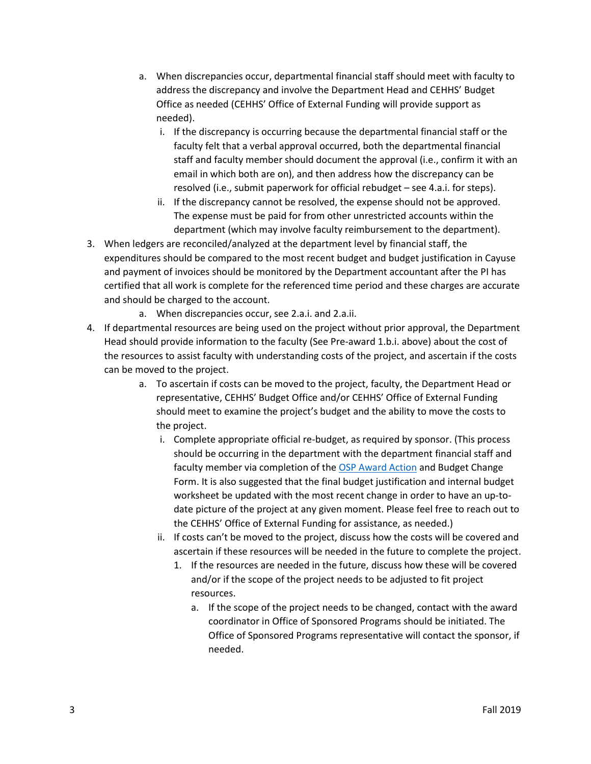a. When discrepancies occur, departmental financial staff should meet with faculty to address the discrepancy and involve the Department Head and CEHHS' Budget Office as needed (CEHHS' Office of External Funding will provide support as needed).
      i. If the discrepancy is occurring because the departmental financial staff or the faculty felt that a verbal approval occurred, both the departmental financial staff and faculty member should document the approval (i.e., confirm it with an email in which both are on), and then address how the discrepancy can be resolved (i.e., submit paperwork for official rebudget – see 4.a.i. for steps).
      ii. If the discrepancy cannot be resolved, the expense should not be approved. The expense must be paid for from other unrestricted accounts within the department (which may involve faculty reimbursement to the department).

3. When ledgers are reconciled/analyzed at the department level by financial staff, the expenditures should be compared to the most recent budget and budget justification in Cayuse and payment of invoices should be monitored by the Department accountant after the PI has certified that all work is complete for the referenced time period and these charges are accurate and should be charged to the account.
   a. When discrepancies occur, see 2.a.i. and 2.a.ii.
4. If departmental resources are being used on the project without prior approval, the Department Head should provide information to the faculty (See Pre-award 1.b.i. above) about the cost of the resources to assist faculty with understanding costs of the project, and ascertain if the costs can be moved to the project.
   a. To ascertain if costs can be moved to the project, faculty, the Department Head or representative, CEHHS' Budget Office and/or CEHHS' Office of External Funding should meet to examine the project's budget and the ability to move the costs to the project.
      i. Complete appropriate official re-budget, as required by sponsor. (This process should be occurring in the department with the department financial staff and faculty member via completion of the [OSP Award Action]() and Budget Change Form. It is also suggested that the final budget justification and internal budget worksheet be updated with the most recent change in order to have an up-to-date picture of the project at any given moment. Please feel free to reach out to the CEHHS' Office of External Funding for assistance, as needed.)
      ii. If costs can't be moved to the project, discuss how the costs will be covered and ascertain if these resources will be needed in the future to complete the project.
         1. If the resources are needed in the future, discuss how these will be covered and/or if the scope of the project needs to be adjusted to fit project resources.
            a. If the scope of the project needs to be changed, contact with the award coordinator in Office of Sponsored Programs should be initiated. The Office of Sponsored Programs representative will contact the sponsor, if needed.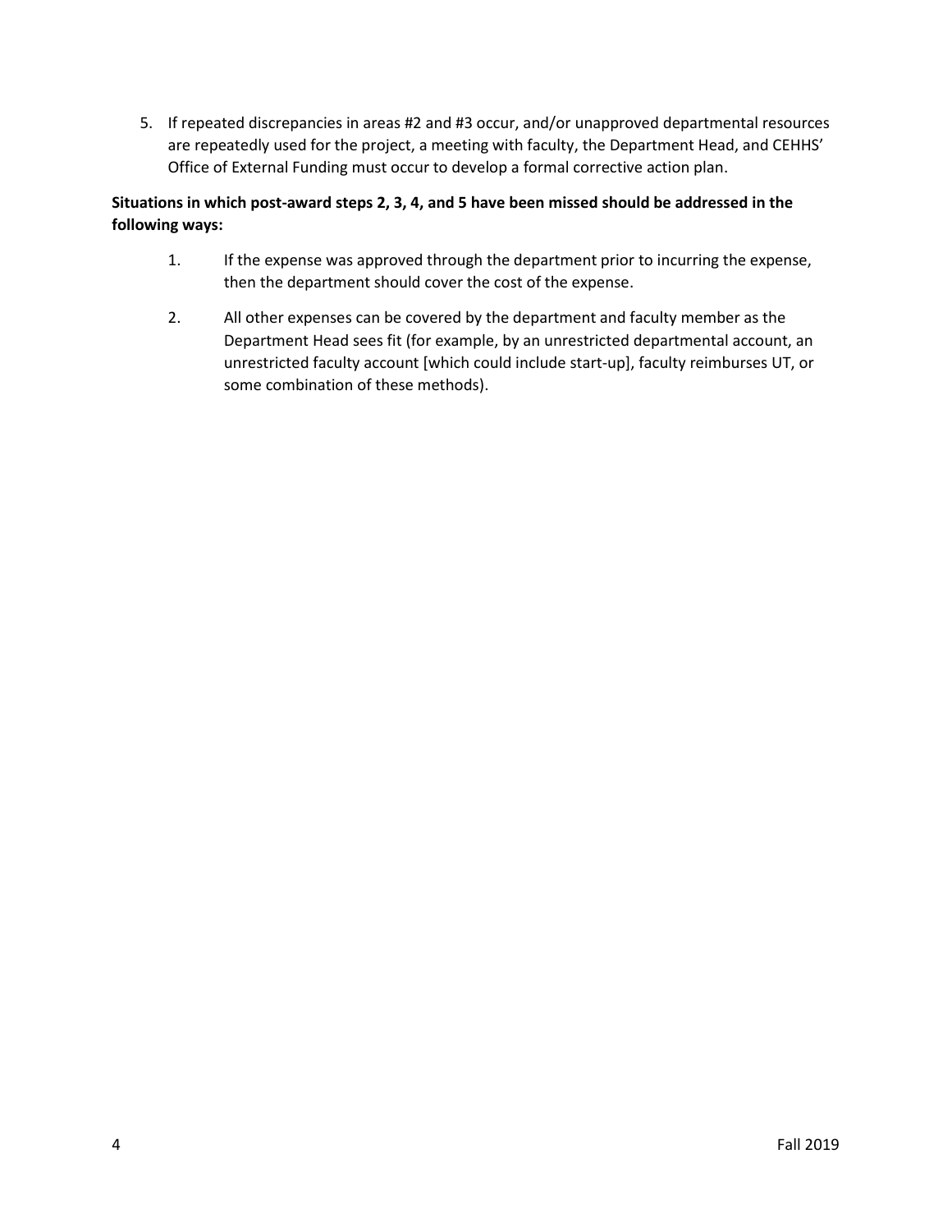5. If repeated discrepancies in areas #2 and #3 occur, and/or unapproved departmental resources are repeatedly used for the project, a meeting with faculty, the Department Head, and CEHHS' Office of External Funding must occur to develop a formal corrective action plan.

**Situations in which post-award steps 2, 3, 4, and 5 have been missed should be addressed in the following ways:**

1. If the expense was approved through the department prior to incurring the expense, then the department should cover the cost of the expense.
2. All other expenses can be covered by the department and faculty member as the Department Head sees fit (for example, by an unrestricted departmental account, an unrestricted faculty account [which could include start-up], faculty reimburses UT, or some combination of these methods).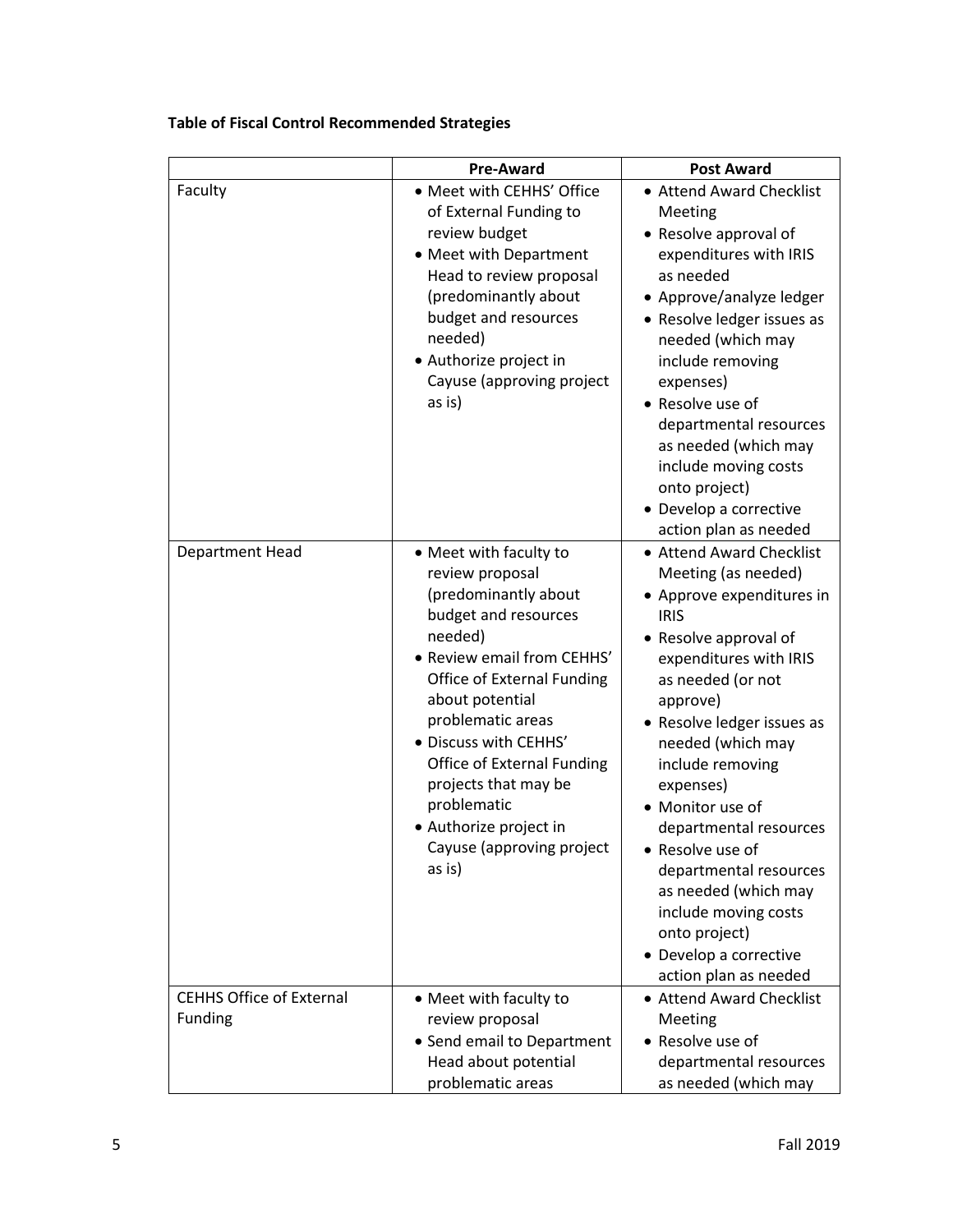**Table of Fiscal Control Recommended Strategies**

| | Pre-Award | Post Award |
|---|---|---|
| Faculty | • Meet with CEHHS' Office of External Funding to review budget<br>• Meet with Department Head to review proposal (predominantly about budget and resources needed)<br>• Authorize project in Cayuse (approving project as is) | • Attend Award Checklist Meeting<br>• Resolve approval of expenditures with IRIS as needed<br>• Approve/analyze ledger<br>• Resolve ledger issues as needed (which may include removing expenses)<br>• Resolve use of departmental resources as needed (which may include moving costs onto project)<br>• Develop a corrective action plan as needed |
| Department Head | • Meet with faculty to review proposal (predominantly about budget and resources needed)<br>• Review email from CEHHS' Office of External Funding about potential problematic areas<br>• Discuss with CEHHS' Office of External Funding projects that may be problematic<br>• Authorize project in Cayuse (approving project as is) | • Attend Award Checklist Meeting (as needed)<br>• Approve expenditures in IRIS<br>• Resolve approval of expenditures with IRIS as needed (or not approve)<br>• Resolve ledger issues as needed (which may include removing expenses)<br>• Monitor use of departmental resources<br>• Resolve use of departmental resources as needed (which may include moving costs onto project)<br>• Develop a corrective action plan as needed |
| CEHHS Office of External Funding | • Meet with faculty to review proposal<br>• Send email to Department Head about potential problematic areas | • Attend Award Checklist Meeting<br>• Resolve use of departmental resources as needed (which may |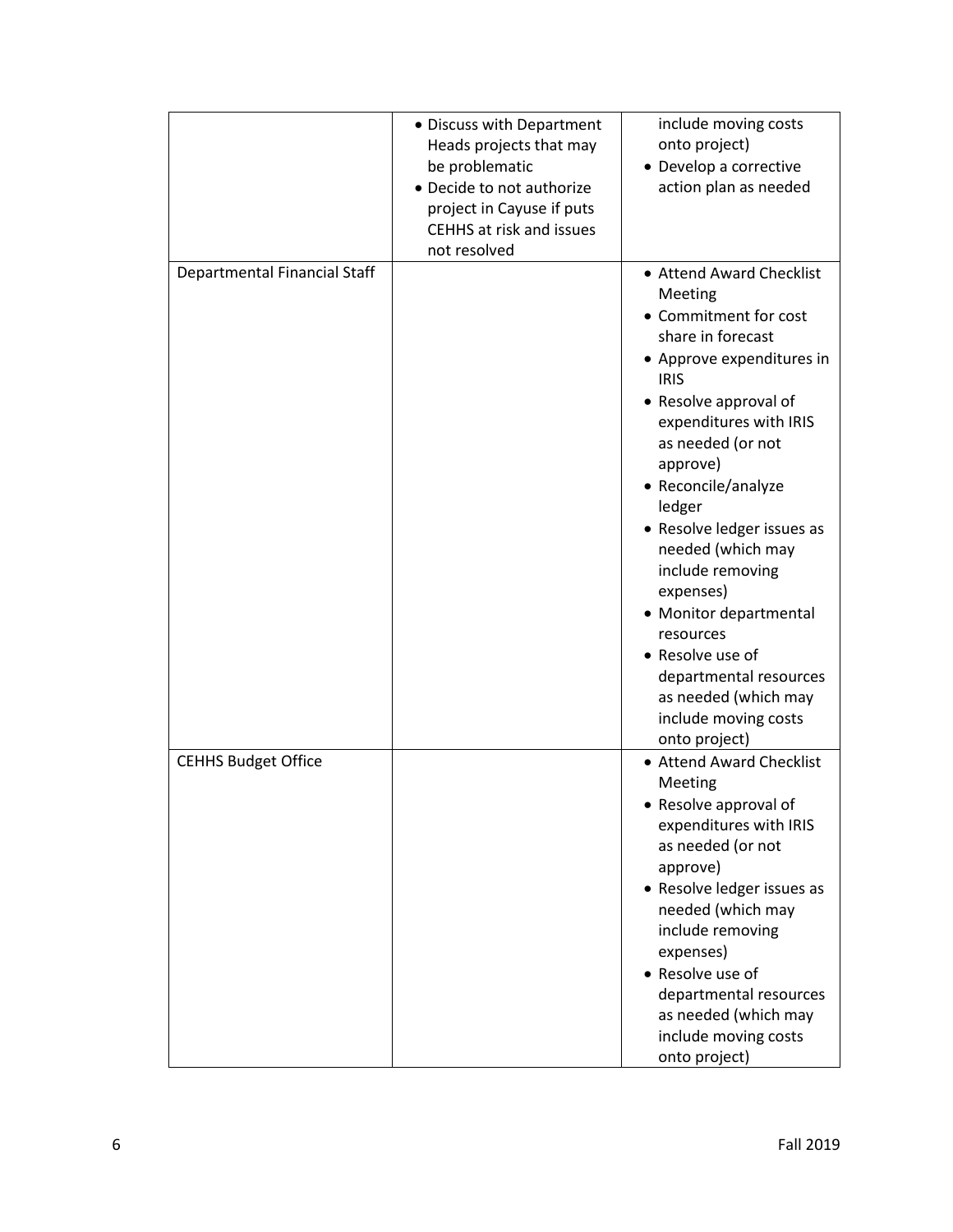| | | |
|---|---|---|
| | • Discuss with Department Heads projects that may be problematic<br>• Decide to not authorize project in Cayuse if puts CEHHS at risk and issues not resolved | include moving costs onto project)<br>• Develop a corrective action plan as needed |
| Departmental Financial Staff | | • Attend Award Checklist Meeting<br>• Commitment for cost share in forecast<br>• Approve expenditures in IRIS<br>• Resolve approval of expenditures with IRIS as needed (or not approve)<br>• Reconcile/analyze ledger<br>• Resolve ledger issues as needed (which may include removing expenses)<br>• Monitor departmental resources<br>• Resolve use of departmental resources as needed (which may include moving costs onto project) |
| CEHHS Budget Office | | • Attend Award Checklist Meeting<br>• Resolve approval of expenditures with IRIS as needed (or not approve)<br>• Resolve ledger issues as needed (which may include removing expenses)<br>• Resolve use of departmental resources as needed (which may include moving costs onto project) |

Fall 2019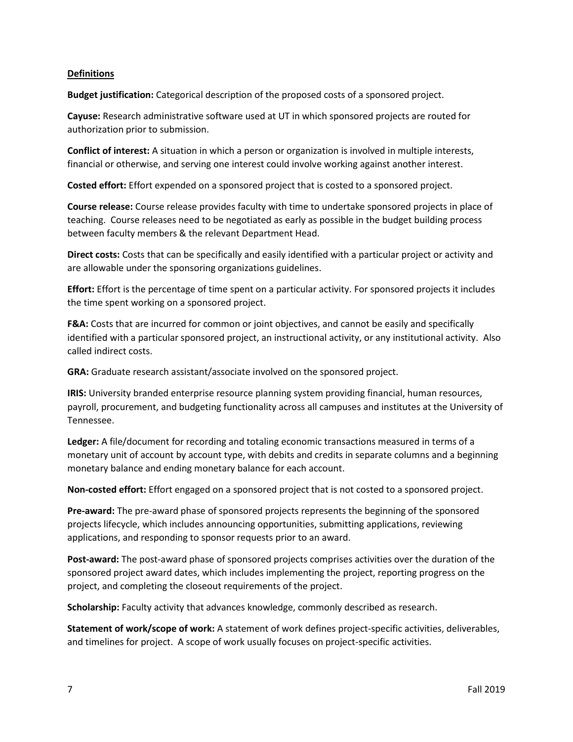**Definitions**

**Budget justification:** Categorical description of the proposed costs of a sponsored project.

**Cayuse:** Research administrative software used at UT in which sponsored projects are routed for authorization prior to submission.

**Conflict of interest:** A situation in which a person or organization is involved in multiple interests, financial or otherwise, and serving one interest could involve working against another interest.

**Costed effort:** Effort expended on a sponsored project that is costed to a sponsored project.

**Course release:** Course release provides faculty with time to undertake sponsored projects in place of teaching. Course releases need to be negotiated as early as possible in the budget building process between faculty members & the relevant Department Head.

**Direct costs:** Costs that can be specifically and easily identified with a particular project or activity and are allowable under the sponsoring organizations guidelines.

**Effort:** Effort is the percentage of time spent on a particular activity. For sponsored projects it includes the time spent working on a sponsored project.

**F&A:** Costs that are incurred for common or joint objectives, and cannot be easily and specifically identified with a particular sponsored project, an instructional activity, or any institutional activity. Also called indirect costs.

**GRA:** Graduate research assistant/associate involved on the sponsored project.

**IRIS:** University branded enterprise resource planning system providing financial, human resources, payroll, procurement, and budgeting functionality across all campuses and institutes at the University of Tennessee.

**Ledger:** A file/document for recording and totaling economic transactions measured in terms of a monetary unit of account by account type, with debits and credits in separate columns and a beginning monetary balance and ending monetary balance for each account.

**Non-costed effort:** Effort engaged on a sponsored project that is not costed to a sponsored project.

**Pre-award:** The pre-award phase of sponsored projects represents the beginning of the sponsored projects lifecycle, which includes announcing opportunities, submitting applications, reviewing applications, and responding to sponsor requests prior to an award.

**Post-award:** The post-award phase of sponsored projects comprises activities over the duration of the sponsored project award dates, which includes implementing the project, reporting progress on the project, and completing the closeout requirements of the project.

**Scholarship:** Faculty activity that advances knowledge, commonly described as research.

**Statement of work/scope of work:** A statement of work defines project-specific activities, deliverables, and timelines for project. A scope of work usually focuses on project-specific activities.